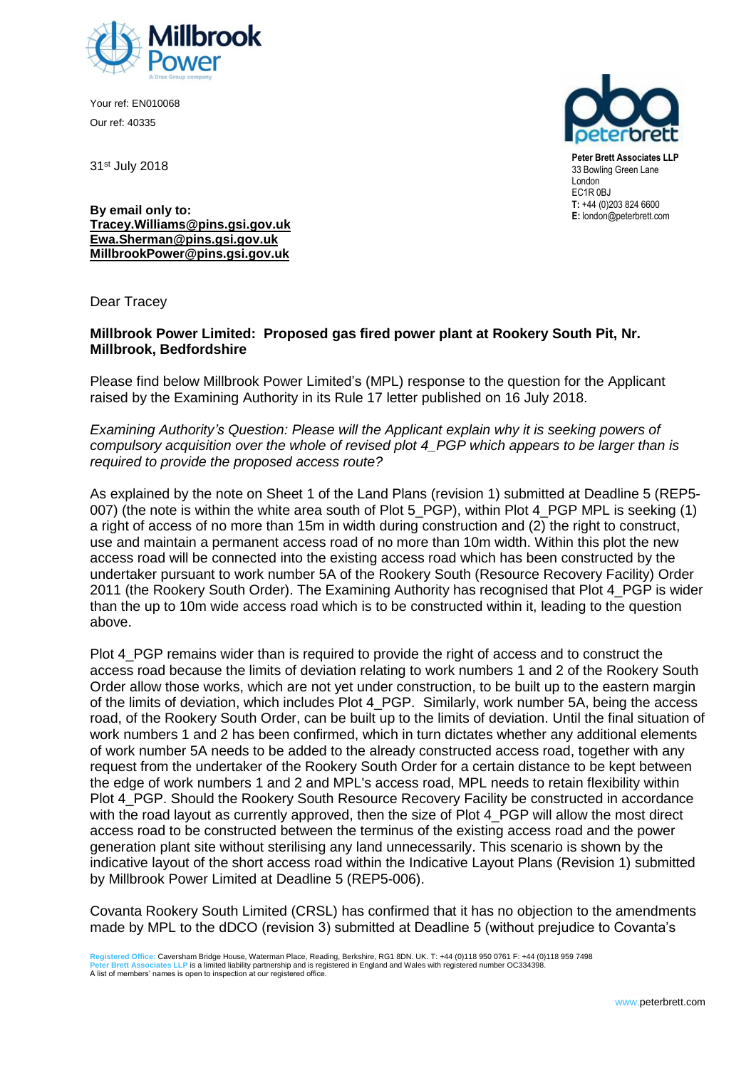Your ref: EN010068

Our ref: 40335

31st July 2018

**Peter Brett Associates LLP**
33 Bowling Green Lane
London
EC1R 0BJ
**T:** +44 (0)203 824 6600
**E:** london@peterbrett.com

**By email only to:**
**Tracey.Williams@pins.gsi.gov.uk**
**Ewa.Sherman@pins.gsi.gov.uk**
**MillbrookPower@pins.gsi.gov.uk**

Dear Tracey

**Millbrook Power Limited: Proposed gas fired power plant at Rookery South Pit, Nr. Millbrook, Bedfordshire**

Please find below Millbrook Power Limited's (MPL) response to the question for the Applicant raised by the Examining Authority in its Rule 17 letter published on 16 July 2018.

*Examining Authority's Question: Please will the Applicant explain why it is seeking powers of compulsory acquisition over the whole of revised plot 4_PGP which appears to be larger than is required to provide the proposed access route?*

As explained by the note on Sheet 1 of the Land Plans (revision 1) submitted at Deadline 5 (REP5-007) (the note is within the white area south of Plot 5_PGP), within Plot 4_PGP MPL is seeking (1) a right of access of no more than 15m in width during construction and (2) the right to construct, use and maintain a permanent access road of no more than 10m width. Within this plot the new access road will be connected into the existing access road which has been constructed by the undertaker pursuant to work number 5A of the Rookery South (Resource Recovery Facility) Order 2011 (the Rookery South Order). The Examining Authority has recognised that Plot 4_PGP is wider than the up to 10m wide access road which is to be constructed within it, leading to the question above.

Plot 4_PGP remains wider than is required to provide the right of access and to construct the access road because the limits of deviation relating to work numbers 1 and 2 of the Rookery South Order allow those works, which are not yet under construction, to be built up to the eastern margin of the limits of deviation, which includes Plot 4_PGP. Similarly, work number 5A, being the access road, of the Rookery South Order, can be built up to the limits of deviation. Until the final situation of work numbers 1 and 2 has been confirmed, which in turn dictates whether any additional elements of work number 5A needs to be added to the already constructed access road, together with any request from the undertaker of the Rookery South Order for a certain distance to be kept between the edge of work numbers 1 and 2 and MPL's access road, MPL needs to retain flexibility within Plot 4_PGP. Should the Rookery South Resource Recovery Facility be constructed in accordance with the road layout as currently approved, then the size of Plot 4_PGP will allow the most direct access road to be constructed between the terminus of the existing access road and the power generation plant site without sterilising any land unnecessarily. This scenario is shown by the indicative layout of the short access road within the Indicative Layout Plans (Revision 1) submitted by Millbrook Power Limited at Deadline 5 (REP5-006).

Covanta Rookery South Limited (CRSL) has confirmed that it has no objection to the amendments made by MPL to the dDCO (revision 3) submitted at Deadline 5 (without prejudice to Covanta's

Registered Office: Caversham Bridge House, Waterman Place, Reading, Berkshire, RG1 8DN. UK. T: +44 (0)118 950 0761 F: +44 (0)118 959 7498
Peter Brett Associates LLP is a limited liability partnership and is registered in England and Wales with registered number OC334398.
A list of members' names is open to inspection at our registered office.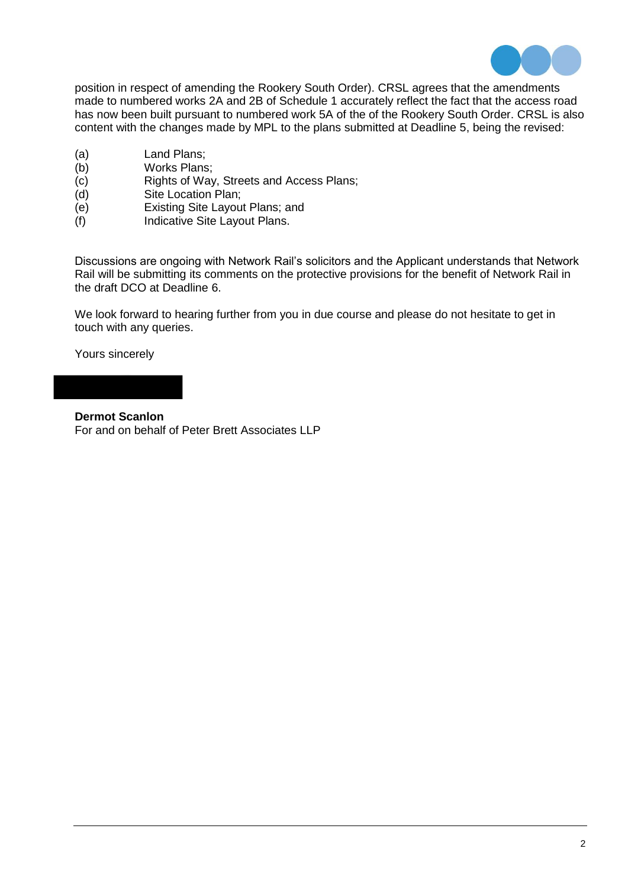position in respect of amending the Rookery South Order). CRSL agrees that the amendments made to numbered works 2A and 2B of Schedule 1 accurately reflect the fact that the access road has now been built pursuant to numbered work 5A of the of the Rookery South Order. CRSL is also content with the changes made by MPL to the plans submitted at Deadline 5, being the revised:

(a) Land Plans;
(b) Works Plans;
(c) Rights of Way, Streets and Access Plans;
(d) Site Location Plan;
(e) Existing Site Layout Plans; and
(f) Indicative Site Layout Plans.

Discussions are ongoing with Network Rail's solicitors and the Applicant understands that Network Rail will be submitting its comments on the protective provisions for the benefit of Network Rail in the draft DCO at Deadline 6.

We look forward to hearing further from you in due course and please do not hesitate to get in touch with any queries.

Yours sincerely

**Dermot Scanlon**
For and on behalf of Peter Brett Associates LLP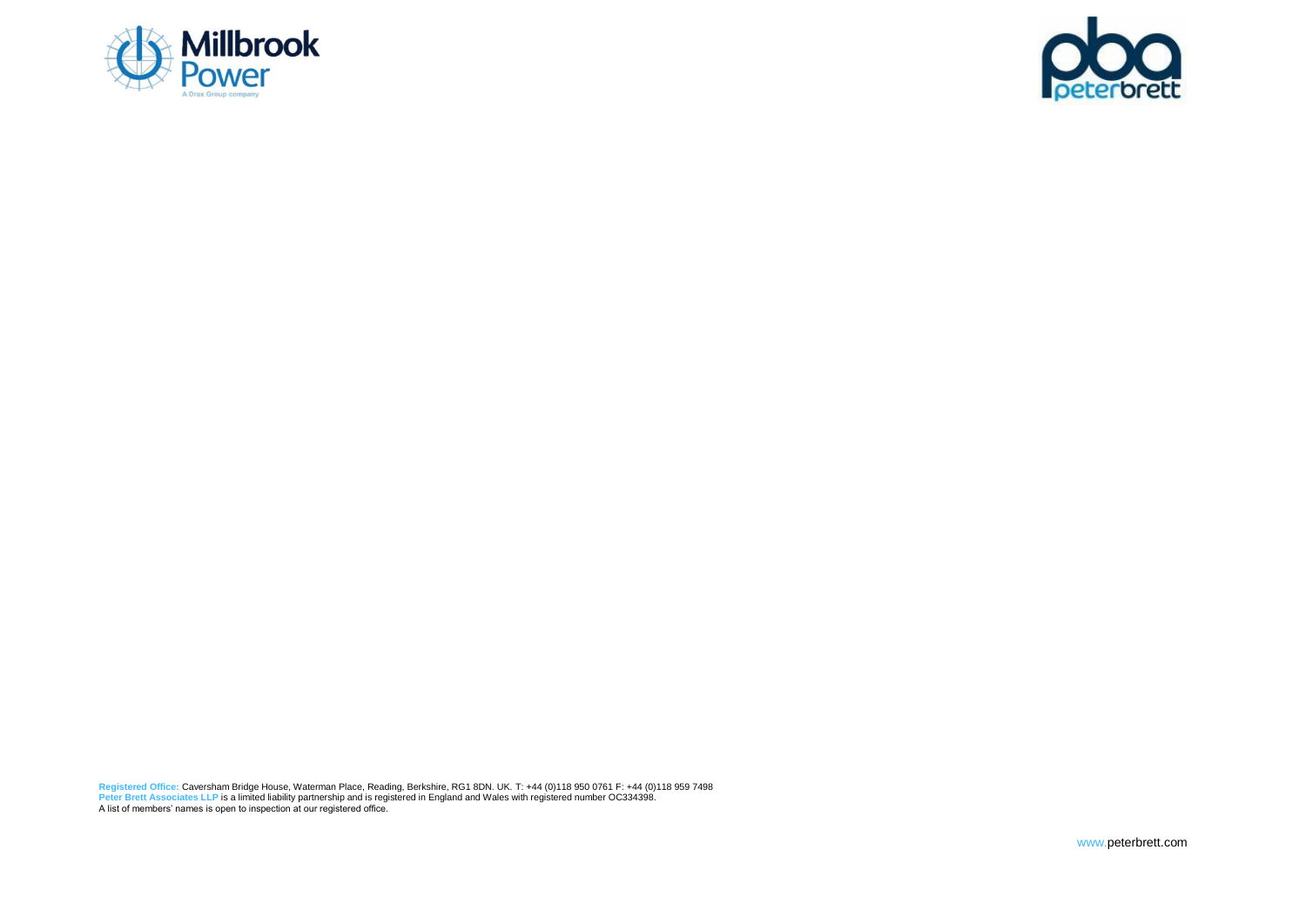Millbrook Power

A Drax Group company

peterbrett

**Registered Office:** Caversham Bridge House, Waterman Place, Reading, Berkshire, RG1 8DN. UK. T: +44 (0)118 950 0761 F: +44 (0)118 959 7498
**Peter Brett Associates LLP** is a limited liability partnership and is registered in England and Wales with registered number OC334398.
A list of members' names is open to inspection at our registered office.

www.peterbrett.com